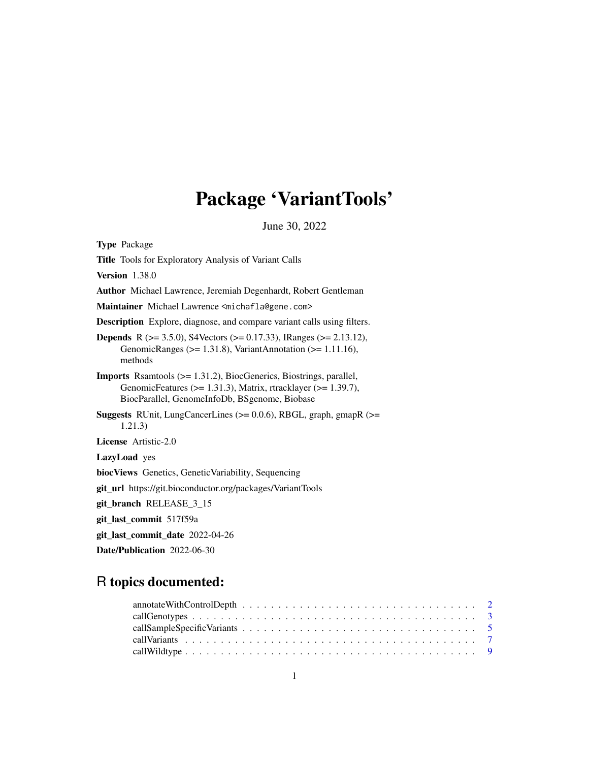# Package 'VariantTools'

June 30, 2022

**Type** Package

**Title** Tools for Exploratory Analysis of Variant Calls

**Version** 1.38.0

**Author** Michael Lawrence, Jeremiah Degenhardt, Robert Gentleman

**Maintainer** Michael Lawrence <michafla@gene.com>

**Description** Explore, diagnose, and compare variant calls using filters.

**Depends** R (>= 3.5.0), S4Vectors (>= 0.17.33), IRanges (>= 2.13.12), GenomicRanges (>= 1.31.8), VariantAnnotation (>= 1.11.16), methods

**Imports** Rsamtools (>= 1.31.2), BiocGenerics, Biostrings, parallel, GenomicFeatures (>= 1.31.3), Matrix, rtracklayer (>= 1.39.7), BiocParallel, GenomeInfoDb, BSgenome, Biobase

**Suggests** RUnit, LungCancerLines (>= 0.0.6), RBGL, graph, gmapR (>= 1.21.3)

**License** Artistic-2.0

**LazyLoad** yes

**biocViews** Genetics, GeneticVariability, Sequencing

**git_url** https://git.bioconductor.org/packages/VariantTools

**git_branch** RELEASE_3_15

**git_last_commit** 517f59a

**git_last_commit_date** 2022-04-26

**Date/Publication** 2022-06-30

## R topics documented:

annotateWithControlDepth . . . . . . . . . . . . . . . . . . . . . . . . . . . . . . . . . 2
callGenotypes . . . . . . . . . . . . . . . . . . . . . . . . . . . . . . . . . . . . . . . 3
callSampleSpecificVariants . . . . . . . . . . . . . . . . . . . . . . . . . . . . . . . . 5
callVariants . . . . . . . . . . . . . . . . . . . . . . . . . . . . . . . . . . . . . . . . 7
callWildtype . . . . . . . . . . . . . . . . . . . . . . . . . . . . . . . . . . . . . . . . 9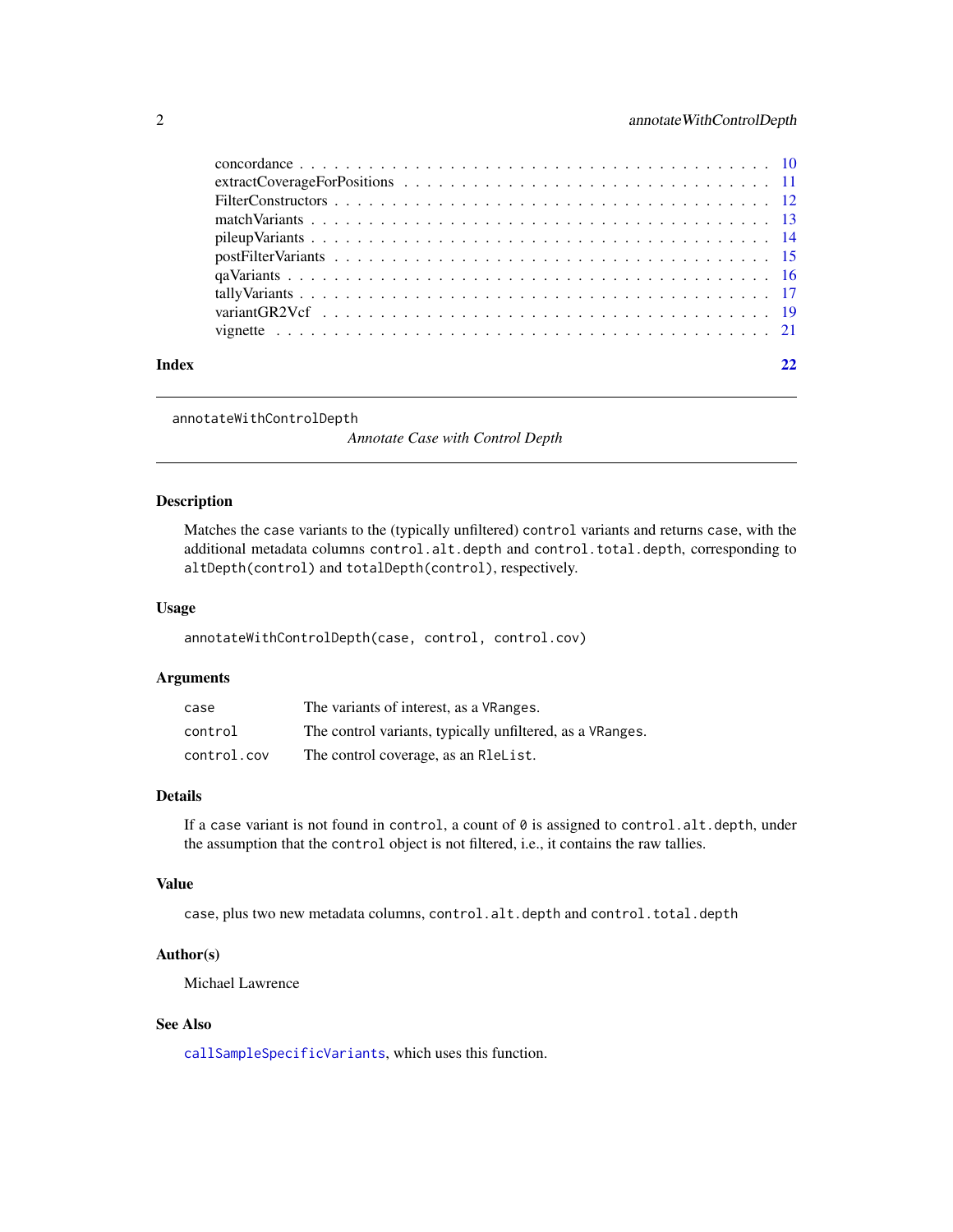| | |
|---|---|
| concordance | 10 |
| extractCoverageForPositions | 11 |
| FilterConstructors | 12 |
| matchVariants | 13 |
| pileupVariants | 14 |
| postFilterVariants | 15 |
| qaVariants | 16 |
| tallyVariants | 17 |
| variantGR2Vcf | 19 |
| vignette | 21 |

**Index** **22**

---

annotateWithControlDepth

*Annotate Case with Control Depth*

---

### Description

Matches the case variants to the (typically unfiltered) control variants and returns case, with the additional metadata columns control.alt.depth and control.total.depth, corresponding to altDepth(control) and totalDepth(control), respectively.

### Usage

```
annotateWithControlDepth(case, control, control.cov)
```

### Arguments

| | |
|---|---|
| case | The variants of interest, as a VRanges. |
| control | The control variants, typically unfiltered, as a VRanges. |
| control.cov | The control coverage, as an RleList. |

### Details

If a case variant is not found in control, a count of 0 is assigned to control.alt.depth, under the assumption that the control object is not filtered, i.e., it contains the raw tallies.

### Value

case, plus two new metadata columns, control.alt.depth and control.total.depth

### Author(s)

Michael Lawrence

### See Also

callSampleSpecificVariants, which uses this function.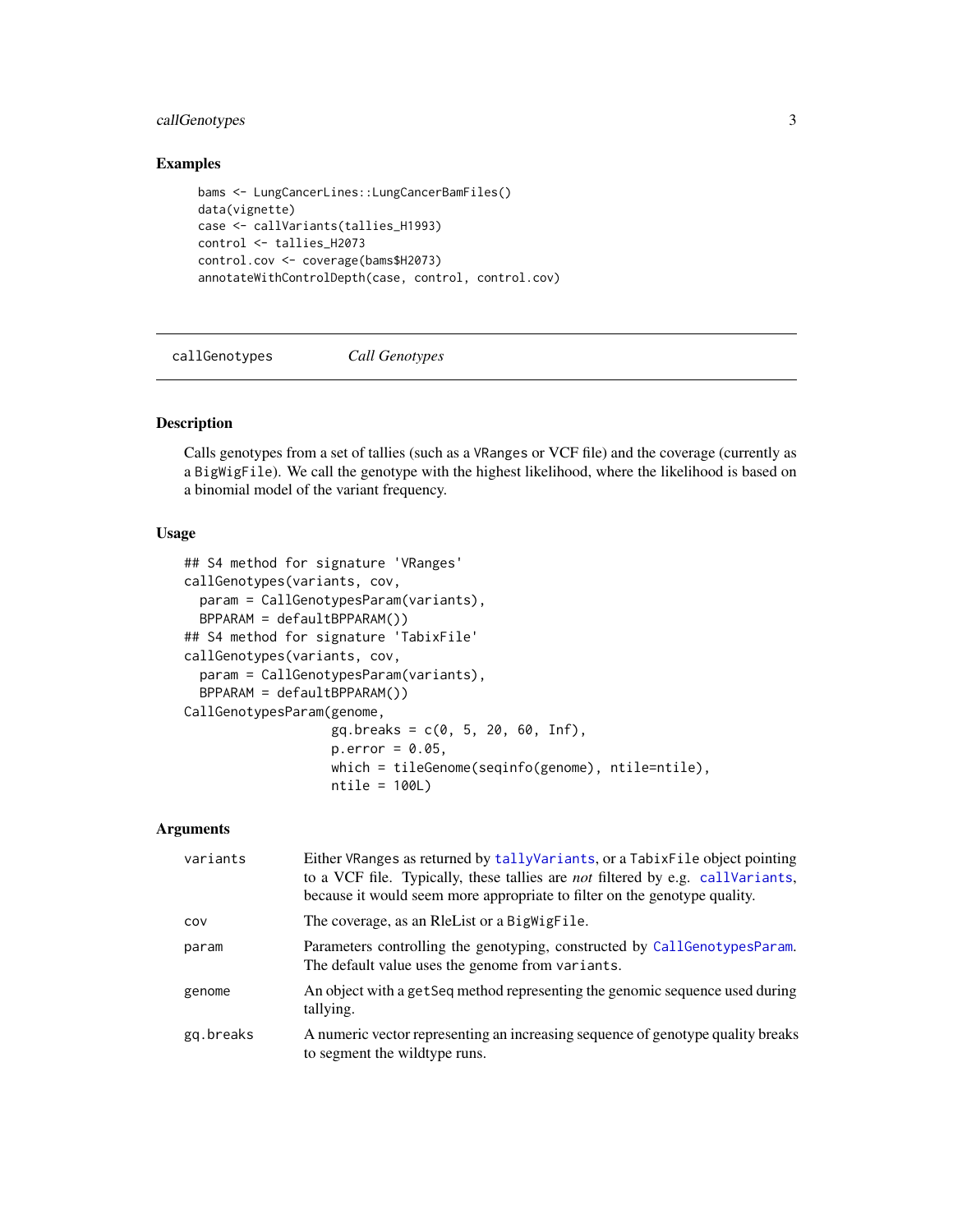### Examples

```
bams <- LungCancerLines::LungCancerBamFiles()
data(vignette)
case <- callVariants(tallies_H1993)
control <- tallies_H2073
control.cov <- coverage(bams$H2073)
annotateWithControlDepth(case, control, control.cov)
```

## callGenotypes *Call Genotypes*

### Description

Calls genotypes from a set of tallies (such as a VRanges or VCF file) and the coverage (currently as a BigWigFile). We call the genotype with the highest likelihood, where the likelihood is based on a binomial model of the variant frequency.

### Usage

```
## S4 method for signature 'VRanges'
callGenotypes(variants, cov,
  param = CallGenotypesParam(variants),
  BPPARAM = defaultBPPARAM())
## S4 method for signature 'TabixFile'
callGenotypes(variants, cov,
  param = CallGenotypesParam(variants),
  BPPARAM = defaultBPPARAM())
CallGenotypesParam(genome,
                   gq.breaks = c(0, 5, 20, 60, Inf),
                   p.error = 0.05,
                   which = tileGenome(seqinfo(genome), ntile=ntile),
                   ntile = 100L)
```

### Arguments

| | |
|---|---|
| variants | Either VRanges as returned by tallyVariants, or a TabixFile object pointing to a VCF file. Typically, these tallies are *not* filtered by e.g. callVariants, because it would seem more appropriate to filter on the genotype quality. |
| cov | The coverage, as an RleList or a BigWigFile. |
| param | Parameters controlling the genotyping, constructed by CallGenotypesParam. The default value uses the genome from variants. |
| genome | An object with a getSeq method representing the genomic sequence used during tallying. |
| gq.breaks | A numeric vector representing an increasing sequence of genotype quality breaks to segment the wildtype runs. |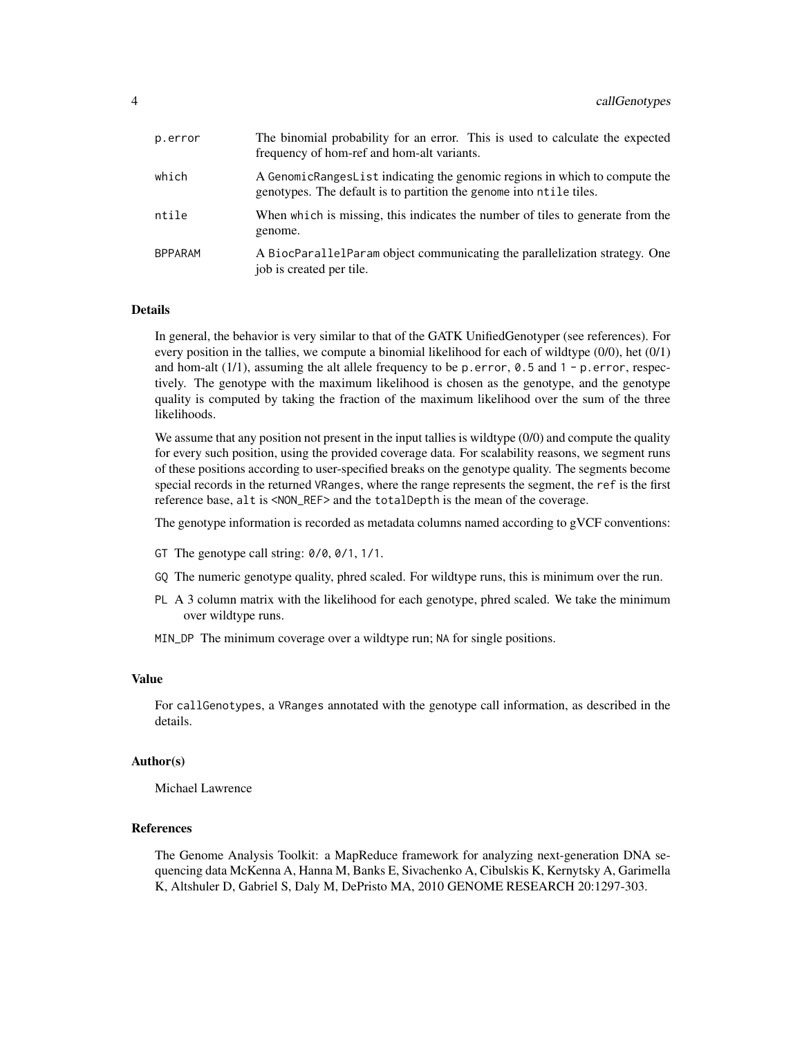| | |
|---|---|
| `p.error` | The binomial probability for an error. This is used to calculate the expected frequency of hom-ref and hom-alt variants. |
| `which` | A `GenomicRangesList` indicating the genomic regions in which to compute the genotypes. The default is to partition the genome into `ntile` tiles. |
| `ntile` | When `which` is missing, this indicates the number of tiles to generate from the genome. |
| `BPPARAM` | A `BiocParallelParam` object communicating the parallelization strategy. One job is created per tile. |

### Details

In general, the behavior is very similar to that of the GATK UnifiedGenotyper (see references). For every position in the tallies, we compute a binomial likelihood for each of wildtype (0/0), het (0/1) and hom-alt (1/1), assuming the alt allele frequency to be `p.error`, `0.5` and `1 - p.error`, respectively. The genotype with the maximum likelihood is chosen as the genotype, and the genotype quality is computed by taking the fraction of the maximum likelihood over the sum of the three likelihoods.

We assume that any position not present in the input tallies is wildtype (0/0) and compute the quality for every such position, using the provided coverage data. For scalability reasons, we segment runs of these positions according to user-specified breaks on the genotype quality. The segments become special records in the returned `VRanges`, where the range represents the segment, the `ref` is the first reference base, `alt` is `<NON_REF>` and the `totalDepth` is the mean of the coverage.

The genotype information is recorded as metadata columns named according to gVCF conventions:

- `GT` The genotype call string: `0/0`, `0/1`, `1/1`.
- `GQ` The numeric genotype quality, phred scaled. For wildtype runs, this is minimum over the run.
- `PL` A 3 column matrix with the likelihood for each genotype, phred scaled. We take the minimum over wildtype runs.
- `MIN_DP` The minimum coverage over a wildtype run; `NA` for single positions.

### Value

For `callGenotypes`, a `VRanges` annotated with the genotype call information, as described in the details.

### Author(s)

Michael Lawrence

### References

The Genome Analysis Toolkit: a MapReduce framework for analyzing next-generation DNA sequencing data McKenna A, Hanna M, Banks E, Sivachenko A, Cibulskis K, Kernytsky A, Garimella K, Altshuler D, Gabriel S, Daly M, DePristo MA, 2010 GENOME RESEARCH 20:1297-303.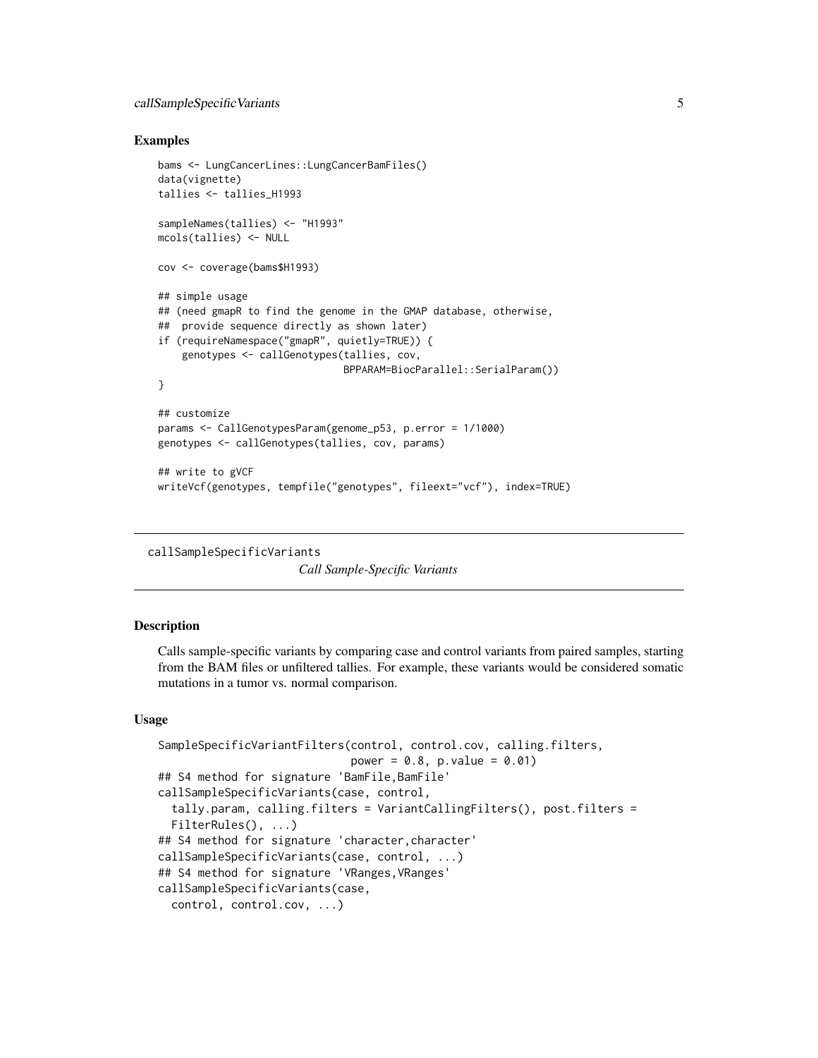## Examples

```
bams <- LungCancerLines::LungCancerBamFiles()
data(vignette)
tallies <- tallies_H1993

sampleNames(tallies) <- "H1993"
mcols(tallies) <- NULL

cov <- coverage(bams$H1993)

## simple usage
## (need gmapR to find the genome in the GMAP database, otherwise,
##  provide sequence directly as shown later)
if (requireNamespace("gmapR", quietly=TRUE)) {
    genotypes <- callGenotypes(tallies, cov,
                               BPPARAM=BiocParallel::SerialParam())
}

## customize
params <- CallGenotypesParam(genome_p53, p.error = 1/1000)
genotypes <- callGenotypes(tallies, cov, params)

## write to gVCF
writeVcf(genotypes, tempfile("genotypes", fileext="vcf"), index=TRUE)
```

---

# callSampleSpecificVariants    *Call Sample-Specific Variants*

---

## Description

Calls sample-specific variants by comparing case and control variants from paired samples, starting from the BAM files or unfiltered tallies. For example, these variants would be considered somatic mutations in a tumor vs. normal comparison.

## Usage

```
SampleSpecificVariantFilters(control, control.cov, calling.filters,
                             power = 0.8, p.value = 0.01)
## S4 method for signature 'BamFile,BamFile'
callSampleSpecificVariants(case, control,
  tally.param, calling.filters = VariantCallingFilters(), post.filters =
  FilterRules(), ...)
## S4 method for signature 'character,character'
callSampleSpecificVariants(case, control, ...)
## S4 method for signature 'VRanges,VRanges'
callSampleSpecificVariants(case,
  control, control.cov, ...)
```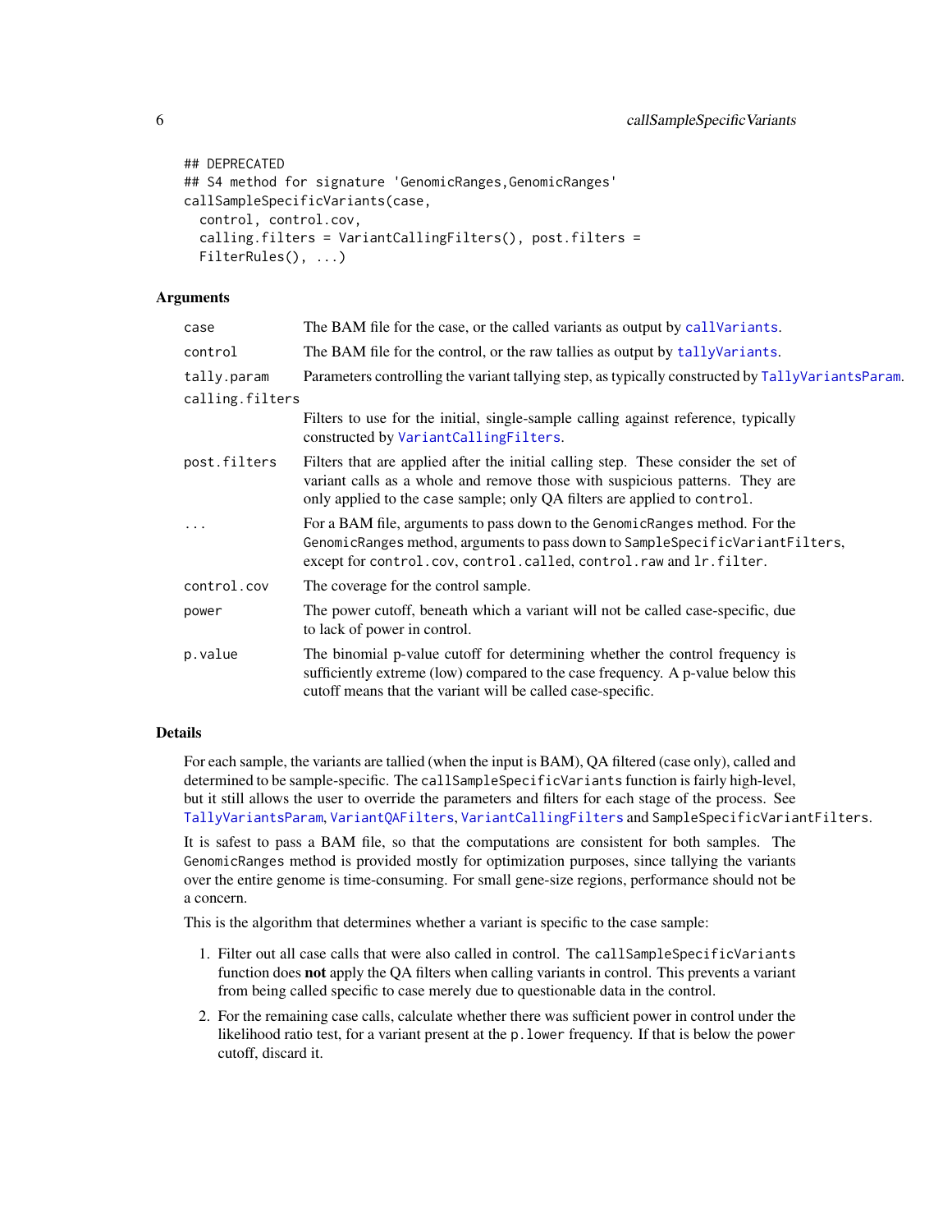```
## DEPRECATED
## S4 method for signature 'GenomicRanges,GenomicRanges'
callSampleSpecificVariants(case,
  control, control.cov,
  calling.filters = VariantCallingFilters(), post.filters =
  FilterRules(), ...)
```

## Arguments

| | |
|---|---|
| `case` | The BAM file for the case, or the called variants as output by `callVariants`. |
| `control` | The BAM file for the control, or the raw tallies as output by `tallyVariants`. |
| `tally.param` | Parameters controlling the variant tallying step, as typically constructed by `TallyVariantsParam`. |
| `calling.filters` | Filters to use for the initial, single-sample calling against reference, typically constructed by `VariantCallingFilters`. |
| `post.filters` | Filters that are applied after the initial calling step. These consider the set of variant calls as a whole and remove those with suspicious patterns. They are only applied to the `case` sample; only QA filters are applied to `control`. |
| `...` | For a BAM file, arguments to pass down to the `GenomicRanges` method. For the `GenomicRanges` method, arguments to pass down to `SampleSpecificVariantFilters`, except for `control.cov`, `control.called`, `control.raw` and `lr.filter`. |
| `control.cov` | The coverage for the control sample. |
| `power` | The power cutoff, beneath which a variant will not be called case-specific, due to lack of power in control. |
| `p.value` | The binomial p-value cutoff for determining whether the control frequency is sufficiently extreme (low) compared to the case frequency. A p-value below this cutoff means that the variant will be called case-specific. |

## Details

For each sample, the variants are tallied (when the input is BAM), QA filtered (case only), called and determined to be sample-specific. The `callSampleSpecificVariants` function is fairly high-level, but it still allows the user to override the parameters and filters for each stage of the process. See `TallyVariantsParam`, `VariantQAFilters`, `VariantCallingFilters` and `SampleSpecificVariantFilters`.

It is safest to pass a BAM file, so that the computations are consistent for both samples. The `GenomicRanges` method is provided mostly for optimization purposes, since tallying the variants over the entire genome is time-consuming. For small gene-size regions, performance should not be a concern.

This is the algorithm that determines whether a variant is specific to the case sample:

1. Filter out all case calls that were also called in control. The `callSampleSpecificVariants` function does **not** apply the QA filters when calling variants in control. This prevents a variant from being called specific to case merely due to questionable data in the control.
2. For the remaining case calls, calculate whether there was sufficient power in control under the likelihood ratio test, for a variant present at the `p.lower` frequency. If that is below the `power` cutoff, discard it.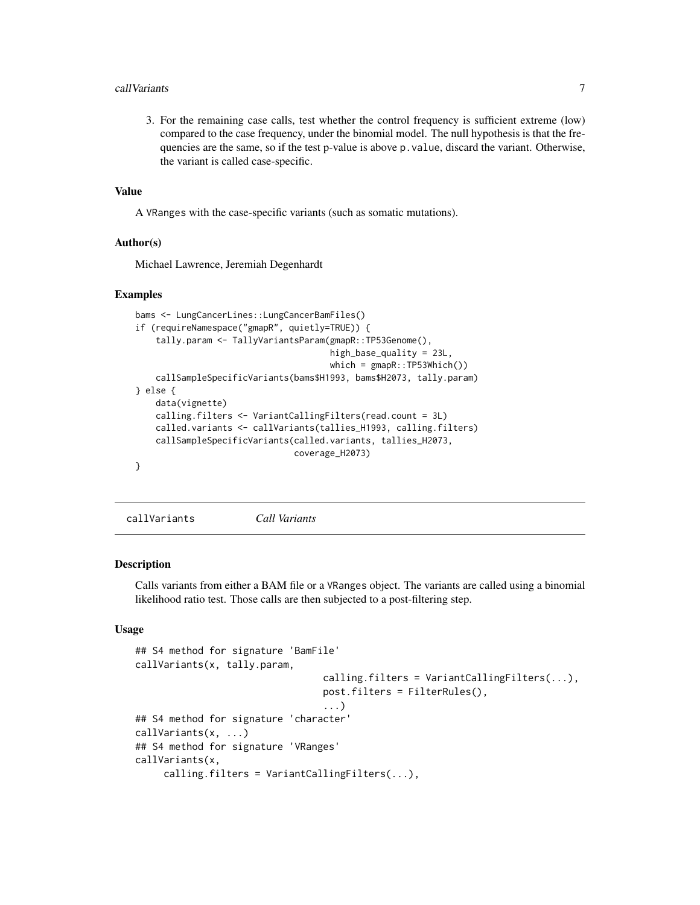3. For the remaining case calls, test whether the control frequency is sufficient extreme (low) compared to the case frequency, under the binomial model. The null hypothesis is that the frequencies are the same, so if the test p-value is above `p.value`, discard the variant. Otherwise, the variant is called case-specific.

### Value

A `VRanges` with the case-specific variants (such as somatic mutations).

### Author(s)

Michael Lawrence, Jeremiah Degenhardt

### Examples

```
bams <- LungCancerLines::LungCancerBamFiles()
if (requireNamespace("gmapR", quietly=TRUE)) {
    tally.param <- TallyVariantsParam(gmapR::TP53Genome(),
                                      high_base_quality = 23L,
                                      which = gmapR::TP53Which())
    callSampleSpecificVariants(bams$H1993, bams$H2073, tally.param)
} else {
    data(vignette)
    calling.filters <- VariantCallingFilters(read.count = 3L)
    called.variants <- callVariants(tallies_H1993, calling.filters)
    callSampleSpecificVariants(called.variants, tallies_H2073,
                               coverage_H2073)
}
```

---

## callVariants    *Call Variants*

### Description

Calls variants from either a BAM file or a `VRanges` object. The variants are called using a binomial likelihood ratio test. Those calls are then subjected to a post-filtering step.

### Usage

```
## S4 method for signature 'BamFile'
callVariants(x, tally.param,
                                calling.filters = VariantCallingFilters(...),
                                post.filters = FilterRules(),
                                ...)
## S4 method for signature 'character'
callVariants(x, ...)
## S4 method for signature 'VRanges'
callVariants(x,
     calling.filters = VariantCallingFilters(...),
```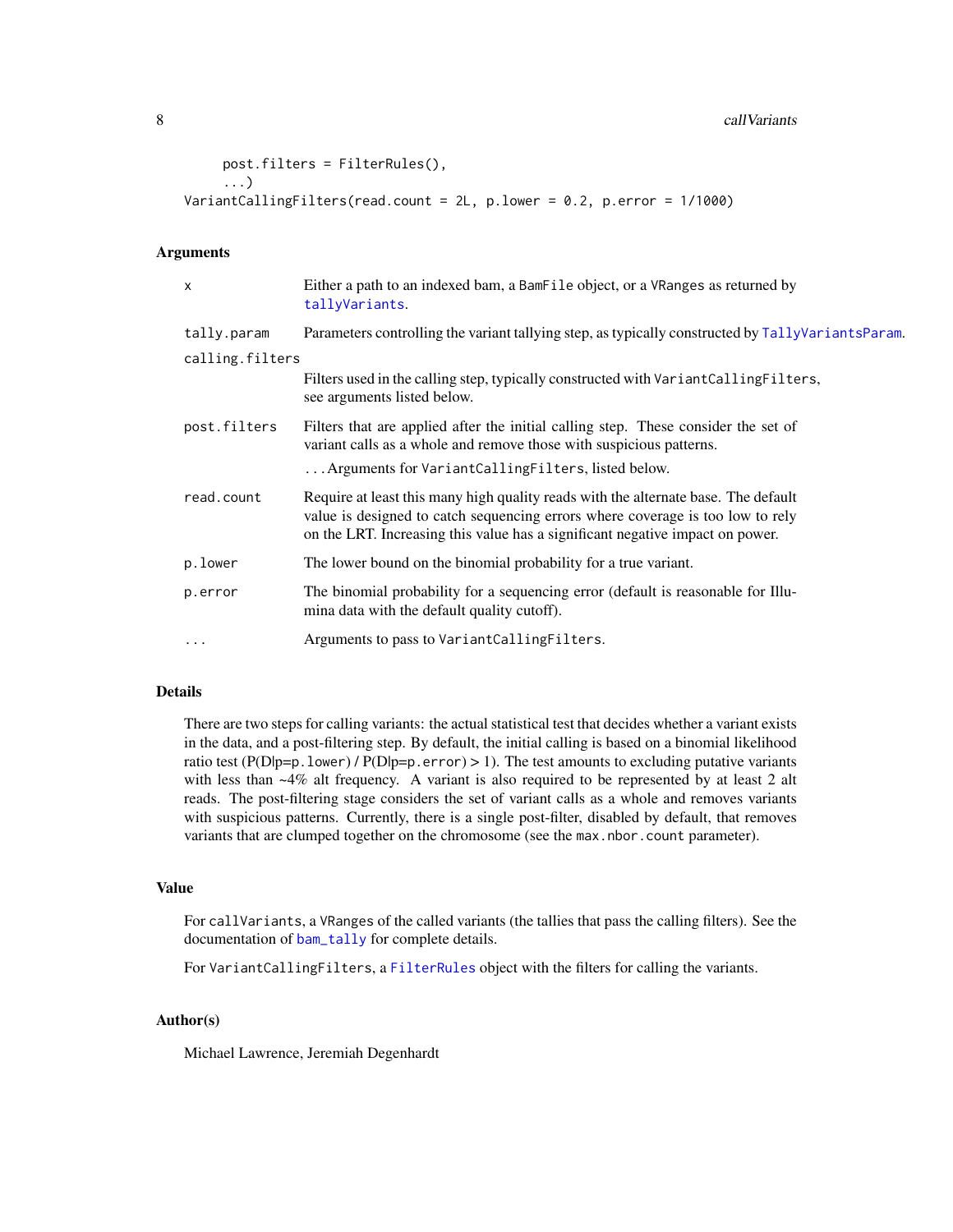```
    post.filters = FilterRules(),
    ...)
VariantCallingFilters(read.count = 2L, p.lower = 0.2, p.error = 1/1000)
```

## Arguments

| | |
|---|---|
| `x` | Either a path to an indexed bam, a `BamFile` object, or a `VRanges` as returned by `tallyVariants`. |
| `tally.param` | Parameters controlling the variant tallying step, as typically constructed by `TallyVariantsParam`. |
| `calling.filters` | Filters used in the calling step, typically constructed with `VariantCallingFilters`, see arguments listed below. |
| `post.filters` | Filters that are applied after the initial calling step. These consider the set of variant calls as a whole and remove those with suspicious patterns. <br> ... Arguments for `VariantCallingFilters`, listed below. |
| `read.count` | Require at least this many high quality reads with the alternate base. The default value is designed to catch sequencing errors where coverage is too low to rely on the LRT. Increasing this value has a significant negative impact on power. |
| `p.lower` | The lower bound on the binomial probability for a true variant. |
| `p.error` | The binomial probability for a sequencing error (default is reasonable for Illumina data with the default quality cutoff). |
| `...` | Arguments to pass to `VariantCallingFilters`. |

## Details

There are two steps for calling variants: the actual statistical test that decides whether a variant exists in the data, and a post-filtering step. By default, the initial calling is based on a binomial likelihood ratio test (P(D|p=`p.lower`) / P(D|p=`p.error`) > 1). The test amounts to excluding putative variants with less than ~4% alt frequency. A variant is also required to be represented by at least 2 alt reads. The post-filtering stage considers the set of variant calls as a whole and removes variants with suspicious patterns. Currently, there is a single post-filter, disabled by default, that removes variants that are clumped together on the chromosome (see the `max.nbor.count` parameter).

## Value

For `callVariants`, a `VRanges` of the called variants (the tallies that pass the calling filters). See the documentation of `bam_tally` for complete details.

For `VariantCallingFilters`, a `FilterRules` object with the filters for calling the variants.

## Author(s)

Michael Lawrence, Jeremiah Degenhardt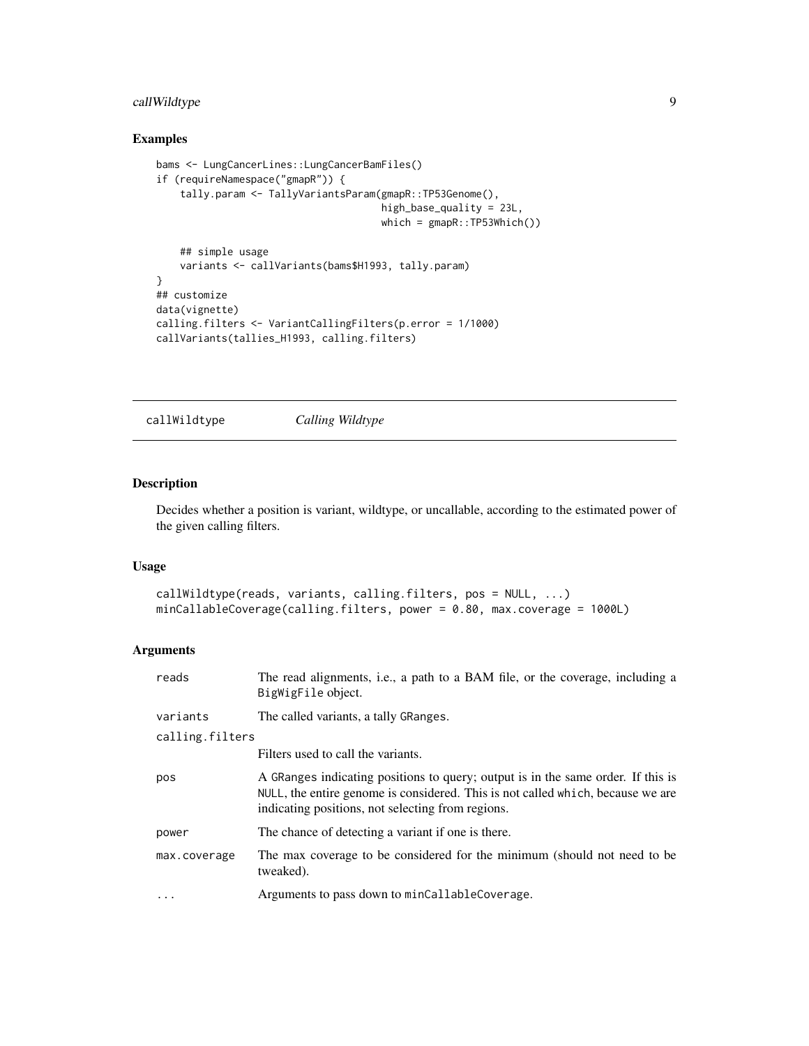## Examples

```
bams <- LungCancerLines::LungCancerBamFiles()
if (requireNamespace("gmapR")) {
    tally.param <- TallyVariantsParam(gmapR::TP53Genome(),
                                      high_base_quality = 23L,
                                      which = gmapR::TP53Which())

    ## simple usage
    variants <- callVariants(bams$H1993, tally.param)
}
## customize
data(vignette)
calling.filters <- VariantCallingFilters(p.error = 1/1000)
callVariants(tallies_H1993, calling.filters)
```

---

# callWildtype *Calling Wildtype*

---

## Description

Decides whether a position is variant, wildtype, or uncallable, according to the estimated power of the given calling filters.

## Usage

```
callWildtype(reads, variants, calling.filters, pos = NULL, ...)
minCallableCoverage(calling.filters, power = 0.80, max.coverage = 1000L)
```

## Arguments

| | |
|---|---|
| `reads` | The read alignments, i.e., a path to a BAM file, or the coverage, including a `BigWigFile` object. |
| `variants` | The called variants, a tally `GRanges`. |
| `calling.filters` | Filters used to call the variants. |
| `pos` | A `GRanges` indicating positions to query; output is in the same order. If this is `NULL`, the entire genome is considered. This is not called `which`, because we are indicating positions, not selecting from regions. |
| `power` | The chance of detecting a variant if one is there. |
| `max.coverage` | The max coverage to be considered for the minimum (should not need to be tweaked). |
| `...` | Arguments to pass down to `minCallableCoverage`. |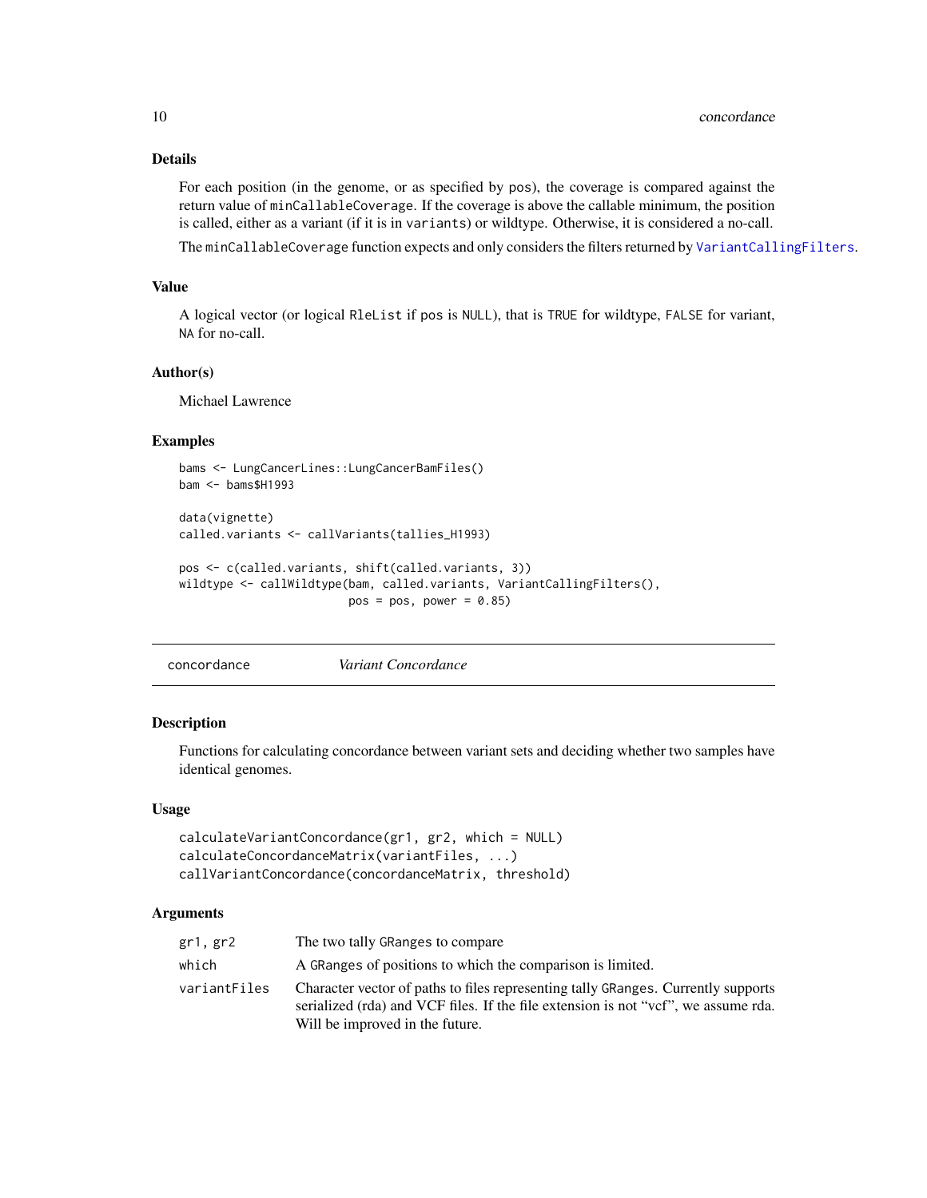### Details

For each position (in the genome, or as specified by `pos`), the coverage is compared against the return value of `minCallableCoverage`. If the coverage is above the callable minimum, the position is called, either as a variant (if it is in `variants`) or wildtype. Otherwise, it is considered a no-call.

The `minCallableCoverage` function expects and only considers the filters returned by `VariantCallingFilters`.

### Value

A logical vector (or logical `RleList` if `pos` is `NULL`), that is `TRUE` for wildtype, `FALSE` for variant, `NA` for no-call.

### Author(s)

Michael Lawrence

### Examples

```
bams <- LungCancerLines::LungCancerBamFiles()
bam <- bams$H1993

data(vignette)
called.variants <- callVariants(tallies_H1993)

pos <- c(called.variants, shift(called.variants, 3))
wildtype <- callWildtype(bam, called.variants, VariantCallingFilters(),
                         pos = pos, power = 0.85)
```

---

## concordance — *Variant Concordance*

### Description

Functions for calculating concordance between variant sets and deciding whether two samples have identical genomes.

### Usage

```
calculateVariantConcordance(gr1, gr2, which = NULL)
calculateConcordanceMatrix(variantFiles, ...)
callVariantConcordance(concordanceMatrix, threshold)
```

### Arguments

| | |
|---|---|
| `gr1, gr2` | The two tally `GRanges` to compare |
| `which` | A `GRanges` of positions to which the comparison is limited. |
| `variantFiles` | Character vector of paths to files representing tally `GRanges`. Currently supports serialized (rda) and VCF files. If the file extension is not "vcf", we assume rda. Will be improved in the future. |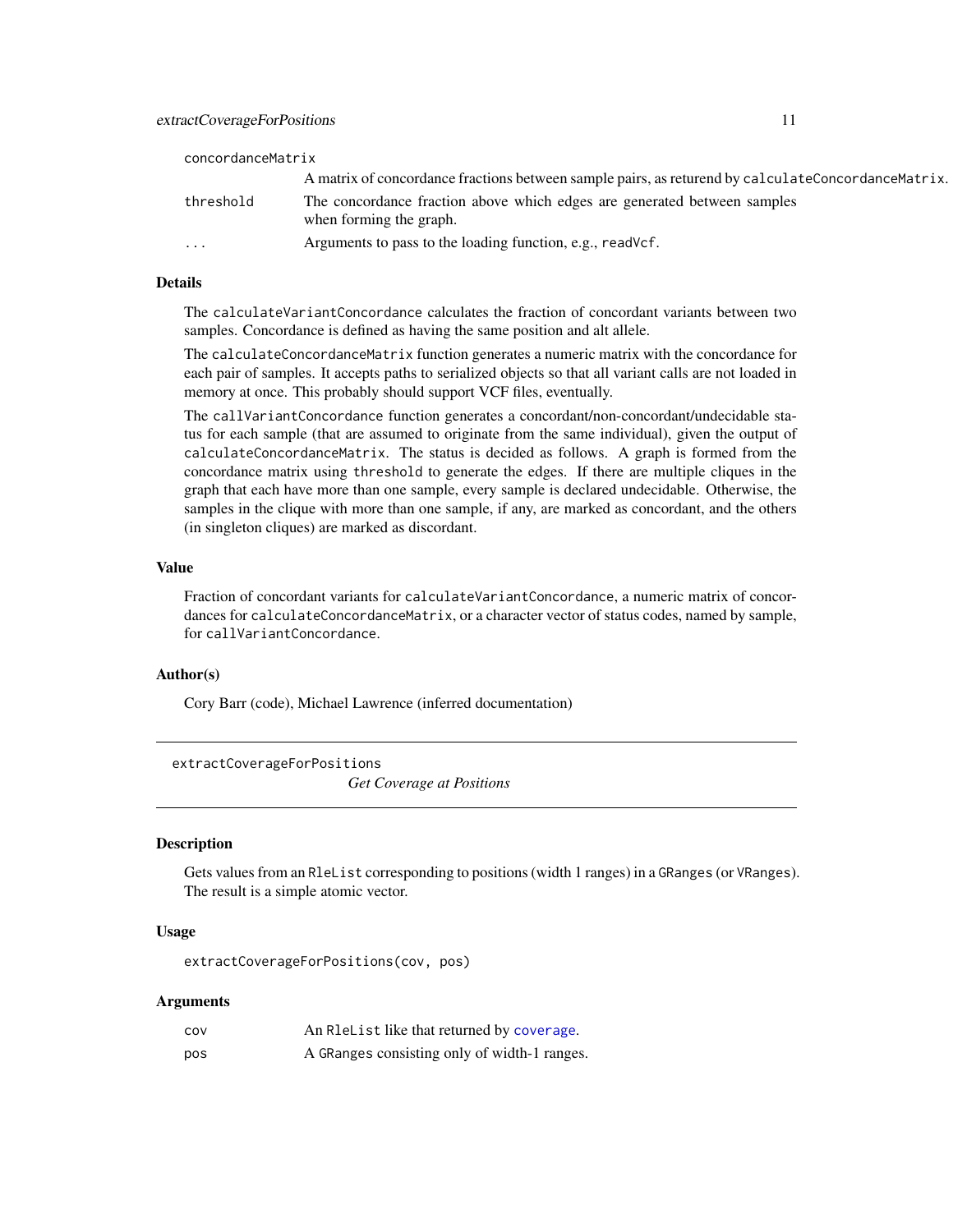| | |
|---|---|
| concordanceMatrix | A matrix of concordance fractions between sample pairs, as returend by calculateConcordanceMatrix. |
| threshold | The concordance fraction above which edges are generated between samples when forming the graph. |
| ... | Arguments to pass to the loading function, e.g., readVcf. |

### Details

The calculateVariantConcordance calculates the fraction of concordant variants between two samples. Concordance is defined as having the same position and alt allele.

The calculateConcordanceMatrix function generates a numeric matrix with the concordance for each pair of samples. It accepts paths to serialized objects so that all variant calls are not loaded in memory at once. This probably should support VCF files, eventually.

The callVariantConcordance function generates a concordant/non-concordant/undecidable status for each sample (that are assumed to originate from the same individual), given the output of calculateConcordanceMatrix. The status is decided as follows. A graph is formed from the concordance matrix using threshold to generate the edges. If there are multiple cliques in the graph that each have more than one sample, every sample is declared undecidable. Otherwise, the samples in the clique with more than one sample, if any, are marked as concordant, and the others (in singleton cliques) are marked as discordant.

### Value

Fraction of concordant variants for calculateVariantConcordance, a numeric matrix of concordances for calculateConcordanceMatrix, or a character vector of status codes, named by sample, for callVariantConcordance.

### Author(s)

Cory Barr (code), Michael Lawrence (inferred documentation)

---

## extractCoverageForPositions — *Get Coverage at Positions*

### Description

Gets values from an RleList corresponding to positions (width 1 ranges) in a GRanges (or VRanges). The result is a simple atomic vector.

### Usage

```
extractCoverageForPositions(cov, pos)
```

### Arguments

| | |
|---|---|
| cov | An RleList like that returned by coverage. |
| pos | A GRanges consisting only of width-1 ranges. |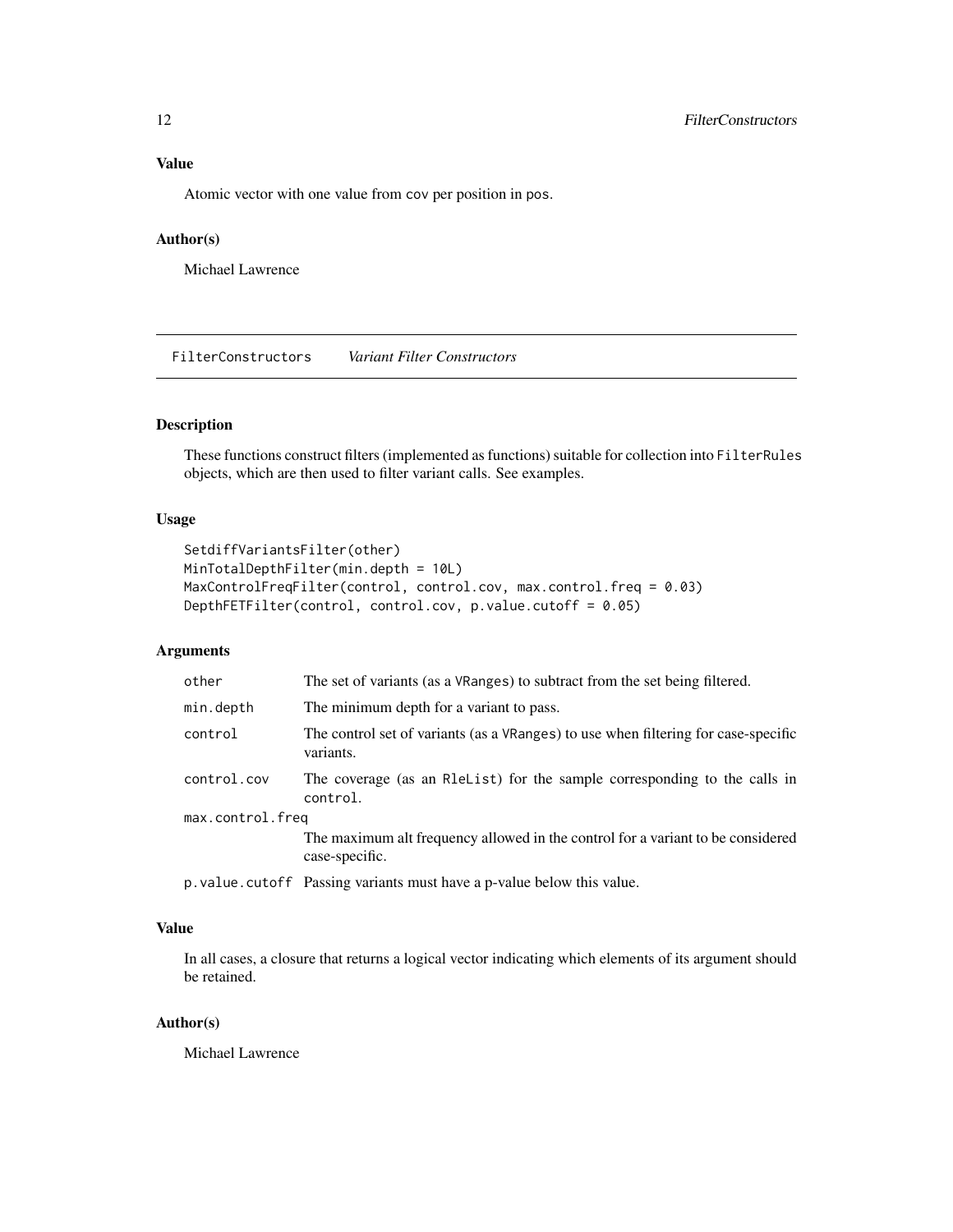## Value

Atomic vector with one value from cov per position in pos.

## Author(s)

Michael Lawrence

---

# FilterConstructors *Variant Filter Constructors*

## Description

These functions construct filters (implemented as functions) suitable for collection into FilterRules objects, which are then used to filter variant calls. See examples.

## Usage

```
SetdiffVariantsFilter(other)
MinTotalDepthFilter(min.depth = 10L)
MaxControlFreqFilter(control, control.cov, max.control.freq = 0.03)
DepthFETFilter(control, control.cov, p.value.cutoff = 0.05)
```

## Arguments

| | |
|---|---|
| other | The set of variants (as a VRanges) to subtract from the set being filtered. |
| min.depth | The minimum depth for a variant to pass. |
| control | The control set of variants (as a VRanges) to use when filtering for case-specific variants. |
| control.cov | The coverage (as an RleList) for the sample corresponding to the calls in control. |
| max.control.freq | The maximum alt frequency allowed in the control for a variant to be considered case-specific. |
| p.value.cutoff | Passing variants must have a p-value below this value. |

## Value

In all cases, a closure that returns a logical vector indicating which elements of its argument should be retained.

## Author(s)

Michael Lawrence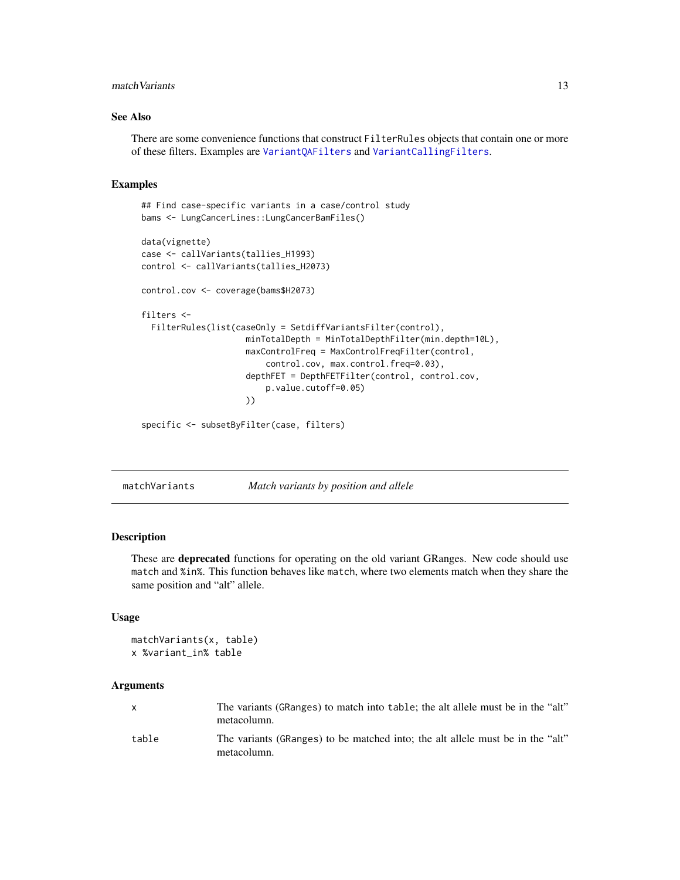### See Also

There are some convenience functions that construct `FilterRules` objects that contain one or more of these filters. Examples are `VariantQAFilters` and `VariantCallingFilters`.

### Examples

```
## Find case-specific variants in a case/control study
bams <- LungCancerLines::LungCancerBamFiles()

data(vignette)
case <- callVariants(tallies_H1993)
control <- callVariants(tallies_H2073)

control.cov <- coverage(bams$H2073)

filters <-
  FilterRules(list(caseOnly = SetdiffVariantsFilter(control),
                   minTotalDepth = MinTotalDepthFilter(min.depth=10L),
                   maxControlFreq = MaxControlFreqFilter(control,
                       control.cov, max.control.freq=0.03),
                   depthFET = DepthFETFilter(control, control.cov,
                       p.value.cutoff=0.05)
                   ))

specific <- subsetByFilter(case, filters)
```

---

## matchVariants — *Match variants by position and allele*

### Description

These are **deprecated** functions for operating on the old variant GRanges. New code should use `match` and `%in%`. This function behaves like `match`, where two elements match when they share the same position and "alt" allele.

### Usage

```
matchVariants(x, table)
x %variant_in% table
```

### Arguments

| | |
|---|---|
| `x` | The variants (GRanges) to match into `table`; the alt allele must be in the "alt" metacolumn. |
| `table` | The variants (GRanges) to be matched into; the alt allele must be in the "alt" metacolumn. |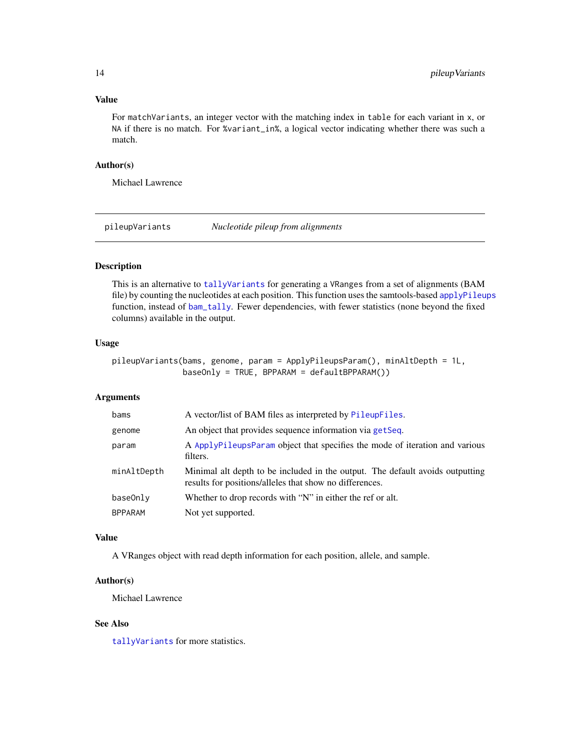### Value

For `matchVariants`, an integer vector with the matching index in `table` for each variant in `x`, or `NA` if there is no match. For `%variant_in%`, a logical vector indicating whether there was such a match.

### Author(s)

Michael Lawrence

---

## pileupVariants — *Nucleotide pileup from alignments*

---

### Description

This is an alternative to `tallyVariants` for generating a `VRanges` from a set of alignments (BAM file) by counting the nucleotides at each position. This function uses the samtools-based `applyPileups` function, instead of `bam_tally`. Fewer dependencies, with fewer statistics (none beyond the fixed columns) available in the output.

### Usage

```
pileupVariants(bams, genome, param = ApplyPileupsParam(), minAltDepth = 1L,
               baseOnly = TRUE, BPPARAM = defaultBPPARAM())
```

### Arguments

| | |
|---|---|
| `bams` | A vector/list of BAM files as interpreted by `PileupFiles`. |
| `genome` | An object that provides sequence information via `getSeq`. |
| `param` | A `ApplyPileupsParam` object that specifies the mode of iteration and various filters. |
| `minAltDepth` | Minimal alt depth to be included in the output. The default avoids outputting results for positions/alleles that show no differences. |
| `baseOnly` | Whether to drop records with "N" in either the ref or alt. |
| `BPPARAM` | Not yet supported. |

### Value

A VRanges object with read depth information for each position, allele, and sample.

### Author(s)

Michael Lawrence

### See Also

`tallyVariants` for more statistics.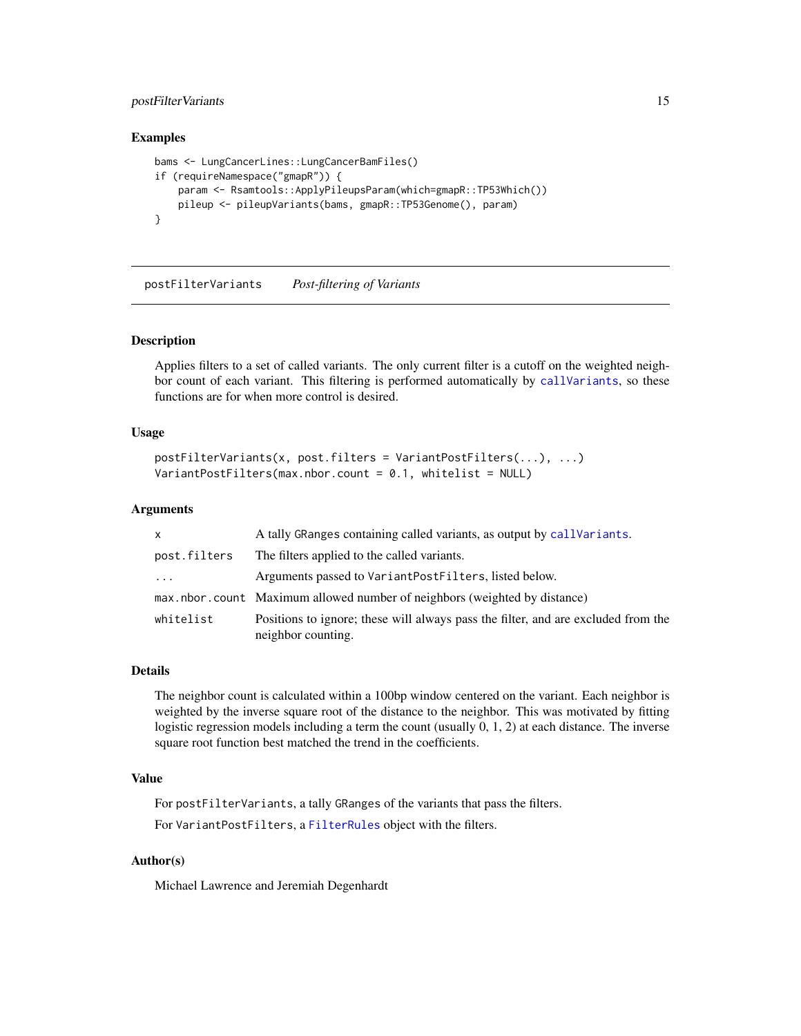## Examples

```
bams <- LungCancerLines::LungCancerBamFiles()
if (requireNamespace("gmapR")) {
    param <- Rsamtools::ApplyPileupsParam(which=gmapR::TP53Which())
    pileup <- pileupVariants(bams, gmapR::TP53Genome(), param)
}
```

---

# postFilterVariants *Post-filtering of Variants*

---

## Description

Applies filters to a set of called variants. The only current filter is a cutoff on the weighted neighbor count of each variant. This filtering is performed automatically by `callVariants`, so these functions are for when more control is desired.

## Usage

```
postFilterVariants(x, post.filters = VariantPostFilters(...), ...)
VariantPostFilters(max.nbor.count = 0.1, whitelist = NULL)
```

## Arguments

| | |
|---|---|
| `x` | A tally `GRanges` containing called variants, as output by `callVariants`. |
| `post.filters` | The filters applied to the called variants. |
| `...` | Arguments passed to `VariantPostFilters`, listed below. |
| `max.nbor.count` | Maximum allowed number of neighbors (weighted by distance) |
| `whitelist` | Positions to ignore; these will always pass the filter, and are excluded from the neighbor counting. |

## Details

The neighbor count is calculated within a 100bp window centered on the variant. Each neighbor is weighted by the inverse square root of the distance to the neighbor. This was motivated by fitting logistic regression models including a term the count (usually 0, 1, 2) at each distance. The inverse square root function best matched the trend in the coefficients.

## Value

For `postFilterVariants`, a tally `GRanges` of the variants that pass the filters.

For `VariantPostFilters`, a `FilterRules` object with the filters.

## Author(s)

Michael Lawrence and Jeremiah Degenhardt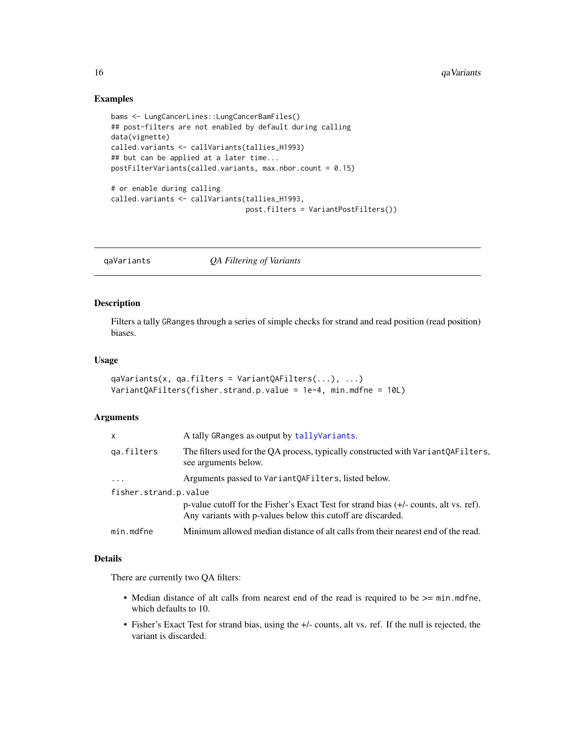## Examples

```
bams <- LungCancerLines::LungCancerBamFiles()
## post-filters are not enabled by default during calling
data(vignette)
called.variants <- callVariants(tallies_H1993)
## but can be applied at a later time...
postFilterVariants(called.variants, max.nbor.count = 0.15)

# or enable during calling
called.variants <- callVariants(tallies_H1993,
                                post.filters = VariantPostFilters())
```

---

# qaVariants — *QA Filtering of Variants*

---

## Description

Filters a tally `GRanges` through a series of simple checks for strand and read position (read position) biases.

## Usage

```
qaVariants(x, qa.filters = VariantQAFilters(...), ...)
VariantQAFilters(fisher.strand.p.value = 1e-4, min.mdfne = 10L)
```

## Arguments

| | |
|---|---|
| `x` | A tally `GRanges` as output by `tallyVariants`. |
| `qa.filters` | The filters used for the QA process, typically constructed with `VariantQAFilters`, see arguments below. |
| `...` | Arguments passed to `VariantQAFilters`, listed below. |
| `fisher.strand.p.value` | p-value cutoff for the Fisher's Exact Test for strand bias (+/- counts, alt vs. ref). Any variants with p-values below this cutoff are discarded. |
| `min.mdfne` | Minimum allowed median distance of alt calls from their nearest end of the read. |

## Details

There are currently two QA filters:

- Median distance of alt calls from nearest end of the read is required to be >= `min.mdfne`, which defaults to 10.
- Fisher's Exact Test for strand bias, using the +/- counts, alt vs. ref. If the null is rejected, the variant is discarded.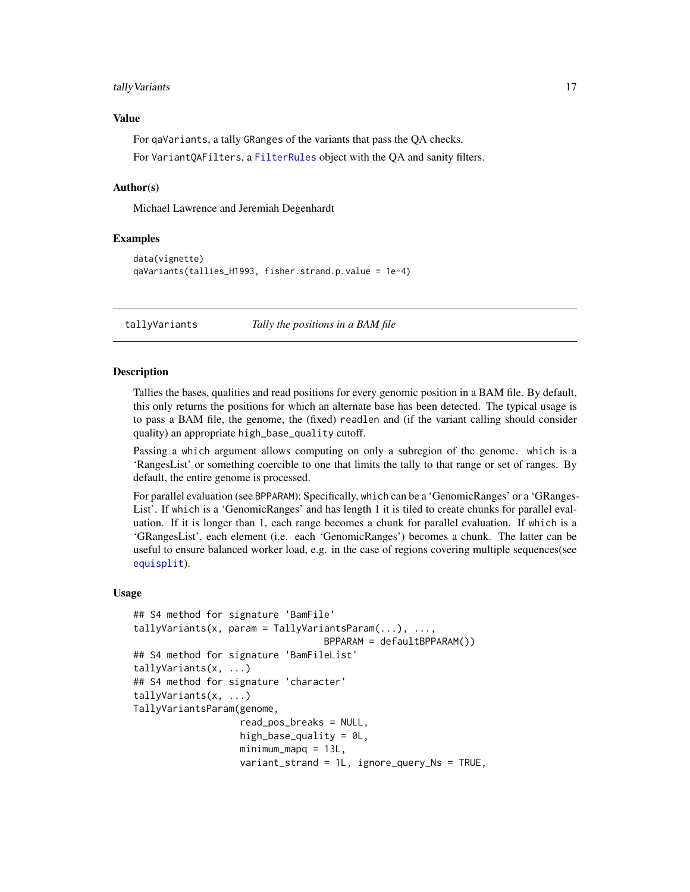## Value

For `qaVariants`, a tally `GRanges` of the variants that pass the QA checks.

For `VariantQAFilters`, a `FilterRules` object with the QA and sanity filters.

## Author(s)

Michael Lawrence and Jeremiah Degenhardt

## Examples

```
data(vignette)
qaVariants(tallies_H1993, fisher.strand.p.value = 1e-4)
```

---

# tallyVariants — *Tally the positions in a BAM file*

---

## Description

Tallies the bases, qualities and read positions for every genomic position in a BAM file. By default, this only returns the positions for which an alternate base has been detected. The typical usage is to pass a BAM file, the genome, the (fixed) `readlen` and (if the variant calling should consider quality) an appropriate `high_base_quality` cutoff.

Passing a `which` argument allows computing on only a subregion of the genome. `which` is a 'RangesList' or something coercible to one that limits the tally to that range or set of ranges. By default, the entire genome is processed.

For parallel evaluation (see `BPPARAM`): Specifically, `which` can be a 'GenomicRanges' or a 'GRangesList'. If `which` is a 'GenomicRanges' and has length 1 it is tiled to create chunks for parallel evaluation. If it is longer than 1, each range becomes a chunk for parallel evaluation. If `which` is a 'GRangesList', each element (i.e. each 'GenomicRanges') becomes a chunk. The latter can be useful to ensure balanced worker load, e.g. in the case of regions covering multiple sequences(see `equisplit`).

## Usage

```
## S4 method for signature 'BamFile'
tallyVariants(x, param = TallyVariantsParam(...), ...,
                              BPPARAM = defaultBPPARAM())
## S4 method for signature 'BamFileList'
tallyVariants(x, ...)
## S4 method for signature 'character'
tallyVariants(x, ...)
TallyVariantsParam(genome,
                   read_pos_breaks = NULL,
                   high_base_quality = 0L,
                   minimum_mapq = 13L,
                   variant_strand = 1L, ignore_query_Ns = TRUE,
```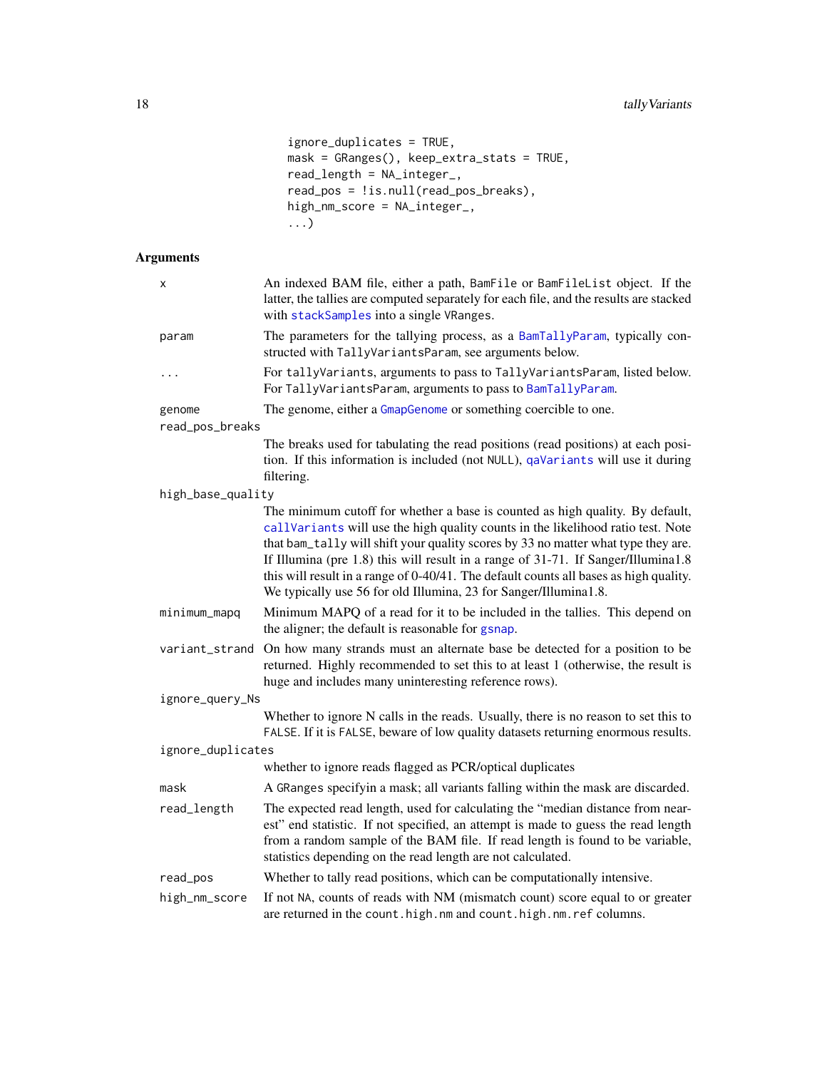```
                ignore_duplicates = TRUE,
                mask = GRanges(), keep_extra_stats = TRUE,
                read_length = NA_integer_,
                read_pos = !is.null(read_pos_breaks),
                high_nm_score = NA_integer_,
                ...)
```

## Arguments

| | |
|---|---|
| `x` | An indexed BAM file, either a path, `BamFile` or `BamFileList` object. If the latter, the tallies are computed separately for each file, and the results are stacked with `stackSamples` into a single `VRanges`. |
| `param` | The parameters for the tallying process, as a `BamTallyParam`, typically constructed with `TallyVariantsParam`, see arguments below. |
| `...` | For `tallyVariants`, arguments to pass to `TallyVariantsParam`, listed below. For `TallyVariantsParam`, arguments to pass to `BamTallyParam`. |
| `genome` | The genome, either a `GmapGenome` or something coercible to one. |
| `read_pos_breaks` | The breaks used for tabulating the read positions (read positions) at each position. If this information is included (not `NULL`), `qaVariants` will use it during filtering. |
| `high_base_quality` | The minimum cutoff for whether a base is counted as high quality. By default, `callVariants` will use the high quality counts in the likelihood ratio test. Note that `bam_tally` will shift your quality scores by 33 no matter what type they are. If Illumina (pre 1.8) this will result in a range of 31-71. If Sanger/Illumina1.8 this will result in a range of 0-40/41. The default counts all bases as high quality. We typically use 56 for old Illumina, 23 for Sanger/Illumina1.8. |
| `minimum_mapq` | Minimum MAPQ of a read for it to be included in the tallies. This depend on the aligner; the default is reasonable for `gsnap`. |
| `variant_strand` | On how many strands must an alternate base be detected for a position to be returned. Highly recommended to set this to at least 1 (otherwise, the result is huge and includes many uninteresting reference rows). |
| `ignore_query_Ns` | Whether to ignore N calls in the reads. Usually, there is no reason to set this to `FALSE`. If it is `FALSE`, beware of low quality datasets returning enormous results. |
| `ignore_duplicates` | whether to ignore reads flagged as PCR/optical duplicates |
| `mask` | A `GRanges` specifyin a mask; all variants falling within the mask are discarded. |
| `read_length` | The expected read length, used for calculating the "median distance from nearest" end statistic. If not specified, an attempt is made to guess the read length from a random sample of the BAM file. If read length is found to be variable, statistics depending on the read length are not calculated. |
| `read_pos` | Whether to tally read positions, which can be computationally intensive. |
| `high_nm_score` | If not `NA`, counts of reads with NM (mismatch count) score equal to or greater are returned in the `count.high.nm` and `count.high.nm.ref` columns. |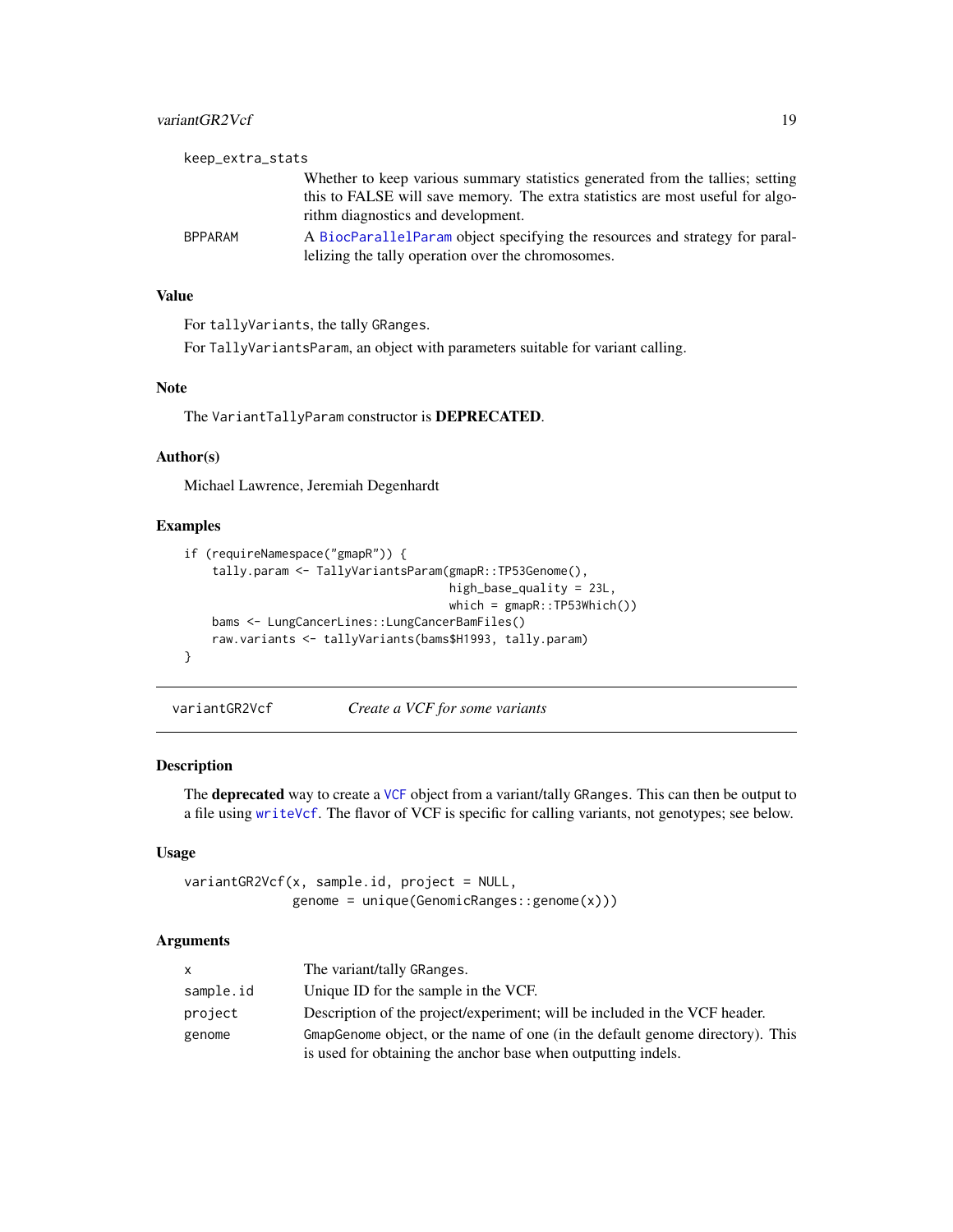keep_extra_stats
: Whether to keep various summary statistics generated from the tallies; setting this to FALSE will save memory. The extra statistics are most useful for algorithm diagnostics and development.

BPPARAM
: A BiocParallelParam object specifying the resources and strategy for parallelizing the tally operation over the chromosomes.

### Value

For tallyVariants, the tally GRanges.

For TallyVariantsParam, an object with parameters suitable for variant calling.

### Note

The VariantTallyParam constructor is **DEPRECATED**.

### Author(s)

Michael Lawrence, Jeremiah Degenhardt

### Examples

```
if (requireNamespace("gmapR")) {
    tally.param <- TallyVariantsParam(gmapR::TP53Genome(),
                                      high_base_quality = 23L,
                                      which = gmapR::TP53Which())
    bams <- LungCancerLines::LungCancerBamFiles()
    raw.variants <- tallyVariants(bams$H1993, tally.param)
}
```

---

## variantGR2Vcf — *Create a VCF for some variants*

### Description

The **deprecated** way to create a VCF object from a variant/tally GRanges. This can then be output to a file using writeVcf. The flavor of VCF is specific for calling variants, not genotypes; see below.

### Usage

```
variantGR2Vcf(x, sample.id, project = NULL,
              genome = unique(GenomicRanges::genome(x)))
```

### Arguments

| | |
|---|---|
| x | The variant/tally GRanges. |
| sample.id | Unique ID for the sample in the VCF. |
| project | Description of the project/experiment; will be included in the VCF header. |
| genome | GmapGenome object, or the name of one (in the default genome directory). This is used for obtaining the anchor base when outputting indels. |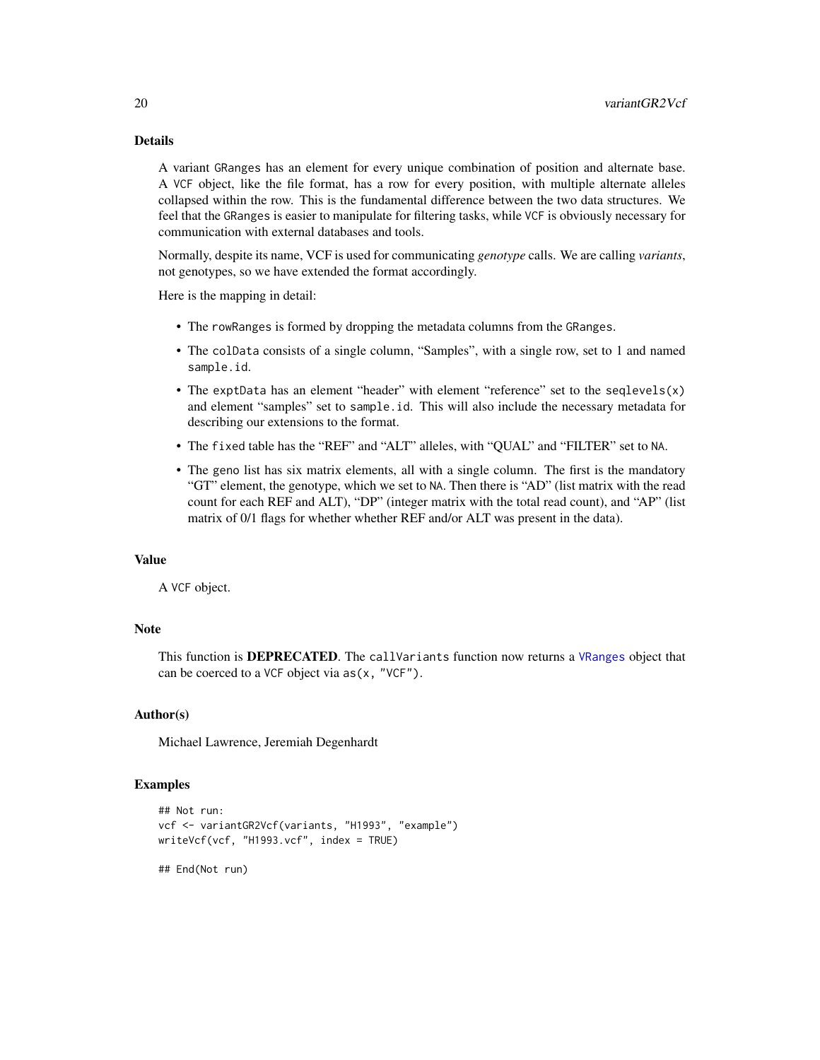## Details

A variant `GRanges` has an element for every unique combination of position and alternate base. A `VCF` object, like the file format, has a row for every position, with multiple alternate alleles collapsed within the row. This is the fundamental difference between the two data structures. We feel that the `GRanges` is easier to manipulate for filtering tasks, while `VCF` is obviously necessary for communication with external databases and tools.

Normally, despite its name, VCF is used for communicating *genotype* calls. We are calling *variants*, not genotypes, so we have extended the format accordingly.

Here is the mapping in detail:

- The `rowRanges` is formed by dropping the metadata columns from the `GRanges`.
- The `colData` consists of a single column, "Samples", with a single row, set to 1 and named `sample.id`.
- The `exptData` has an element "header" with element "reference" set to the `seqlevels(x)` and element "samples" set to `sample.id`. This will also include the necessary metadata for describing our extensions to the format.
- The `fixed` table has the "REF" and "ALT" alleles, with "QUAL" and "FILTER" set to `NA`.
- The `geno` list has six matrix elements, all with a single column. The first is the mandatory "GT" element, the genotype, which we set to `NA`. Then there is "AD" (list matrix with the read count for each REF and ALT), "DP" (integer matrix with the total read count), and "AP" (list matrix of 0/1 flags for whether whether REF and/or ALT was present in the data).

## Value

A `VCF` object.

## Note

This function is **DEPRECATED**. The `callVariants` function now returns a `VRanges` object that can be coerced to a `VCF` object via `as(x, "VCF")`.

## Author(s)

Michael Lawrence, Jeremiah Degenhardt

## Examples

```
## Not run:
vcf <- variantGR2Vcf(variants, "H1993", "example")
writeVcf(vcf, "H1993.vcf", index = TRUE)

## End(Not run)
```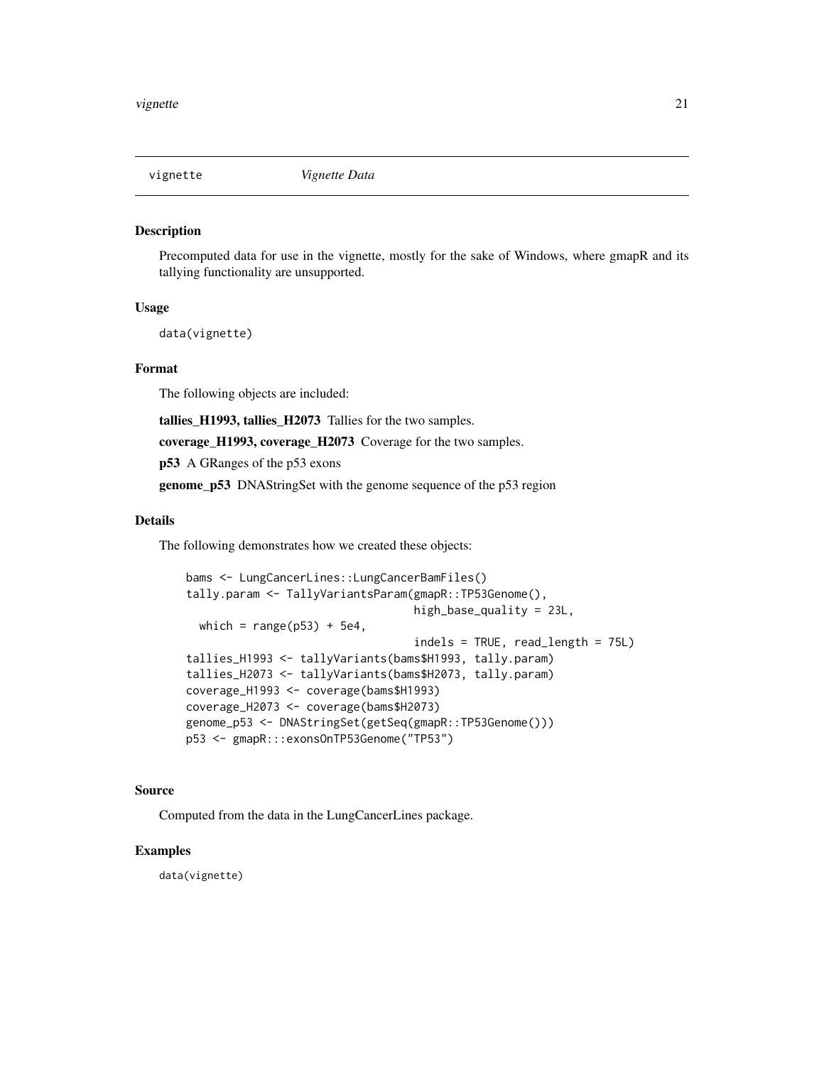| vignette | *Vignette Data* |
|---|---|

## Description

Precomputed data for use in the vignette, mostly for the sake of Windows, where gmapR and its tallying functionality are unsupported.

## Usage

```
data(vignette)
```

## Format

The following objects are included:

**tallies_H1993, tallies_H2073** Tallies for the two samples.

**coverage_H1993, coverage_H2073** Coverage for the two samples.

**p53** A GRanges of the p53 exons

**genome_p53** DNAStringSet with the genome sequence of the p53 region

## Details

The following demonstrates how we created these objects:

```
bams <- LungCancerLines::LungCancerBamFiles()
tally.param <- TallyVariantsParam(gmapR::TP53Genome(),
                                  high_base_quality = 23L,
  which = range(p53) + 5e4,
                                  indels = TRUE, read_length = 75L)
tallies_H1993 <- tallyVariants(bams$H1993, tally.param)
tallies_H2073 <- tallyVariants(bams$H2073, tally.param)
coverage_H1993 <- coverage(bams$H1993)
coverage_H2073 <- coverage(bams$H2073)
genome_p53 <- DNAStringSet(getSeq(gmapR::TP53Genome()))
p53 <- gmapR:::exonsOnTP53Genome("TP53")
```

## Source

Computed from the data in the LungCancerLines package.

## Examples

```
data(vignette)
```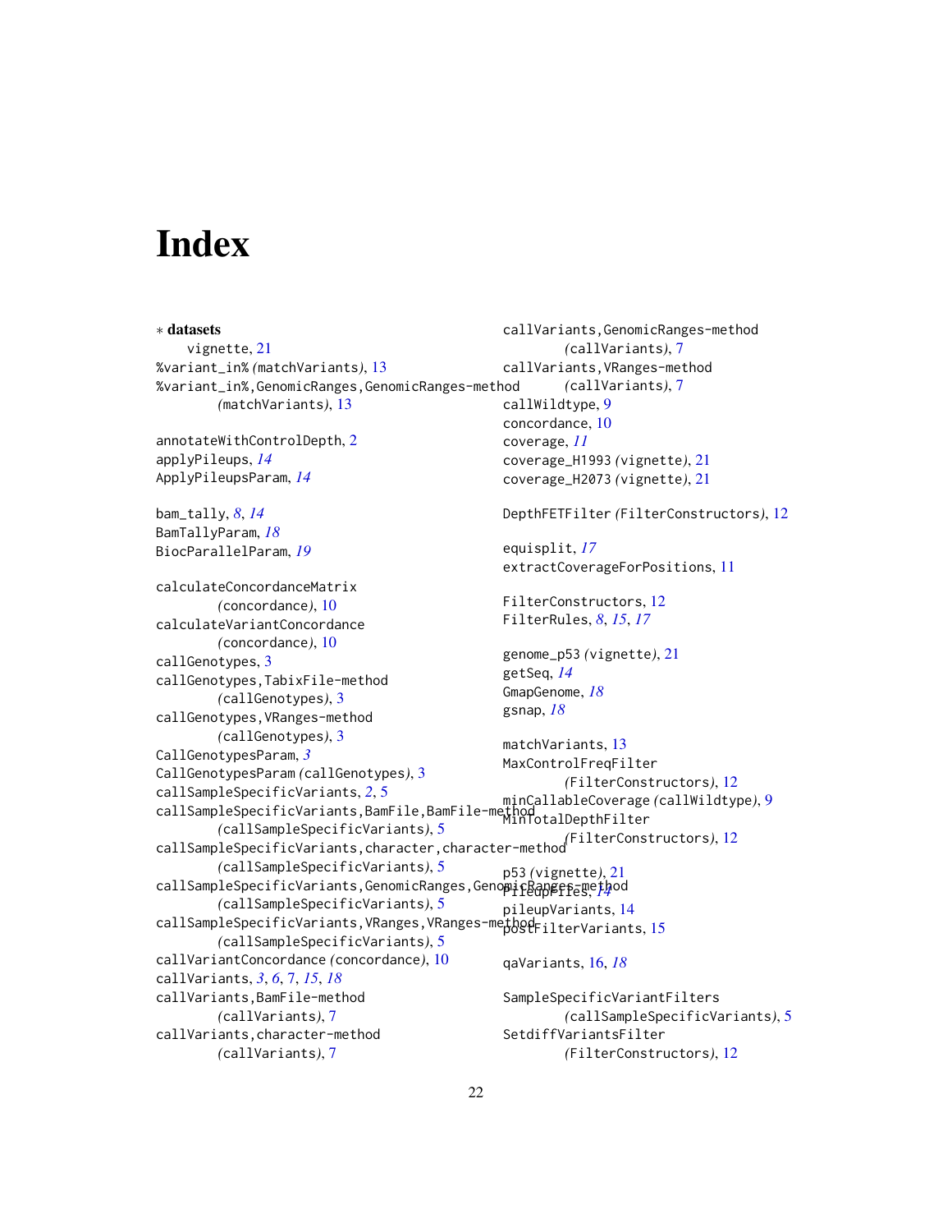# Index

∗ **datasets**
vignette, 21

%variant_in% *(*matchVariants*)*, 13
%variant_in%,GenomicRanges,GenomicRanges-method *(*matchVariants*)*, 13

annotateWithControlDepth, 2
applyPileups, *14*
ApplyPileupsParam, *14*

bam_tally, *8*, *14*
BamTallyParam, *18*
BiocParallelParam, *19*

calculateConcordanceMatrix *(*concordance*)*, 10
calculateVariantConcordance *(*concordance*)*, 10
callGenotypes, 3
callGenotypes,TabixFile-method *(*callGenotypes*)*, 3
callGenotypes,VRanges-method *(*callGenotypes*)*, 3
CallGenotypesParam, *3*
CallGenotypesParam *(*callGenotypes*)*, 3
callSampleSpecificVariants, *2*, 5
callSampleSpecificVariants,BamFile,BamFile-method *(*callSampleSpecificVariants*)*, 5
callSampleSpecificVariants,character,character-method *(*callSampleSpecificVariants*)*, 5
callSampleSpecificVariants,GenomicRanges,GenomicRanges-method *(*callSampleSpecificVariants*)*, 5
callSampleSpecificVariants,VRanges,VRanges-method *(*callSampleSpecificVariants*)*, 5
callVariantConcordance *(*concordance*)*, 10
callVariants, *3*, *6*, 7, *15*, *18*
callVariants,BamFile-method *(*callVariants*)*, 7
callVariants,character-method *(*callVariants*)*, 7
callVariants,GenomicRanges-method *(*callVariants*)*, 7
callVariants,VRanges-method *(*callVariants*)*, 7
callWildtype, 9
concordance, 10
coverage, *11*
coverage_H1993 *(*vignette*)*, 21
coverage_H2073 *(*vignette*)*, 21

DepthFETFilter *(*FilterConstructors*)*, 12

equisplit, *17*
extractCoverageForPositions, 11

FilterConstructors, 12
FilterRules, *8*, *15*, *17*

genome_p53 *(*vignette*)*, 21
getSeq, *14*
GmapGenome, *18*
gsnap, *18*

matchVariants, 13
MaxControlFreqFilter *(*FilterConstructors*)*, 12
minCallableCoverage *(*callWildtype*)*, 9
MinTotalDepthFilter *(*FilterConstructors*)*, 12

p53 *(*vignette*)*, 21
PileupFiles, *14*
pileupVariants, 14
postFilterVariants, 15

qaVariants, 16, *18*

SampleSpecificVariantFilters *(*callSampleSpecificVariants*)*, 5
SetdiffVariantsFilter *(*FilterConstructors*)*, 12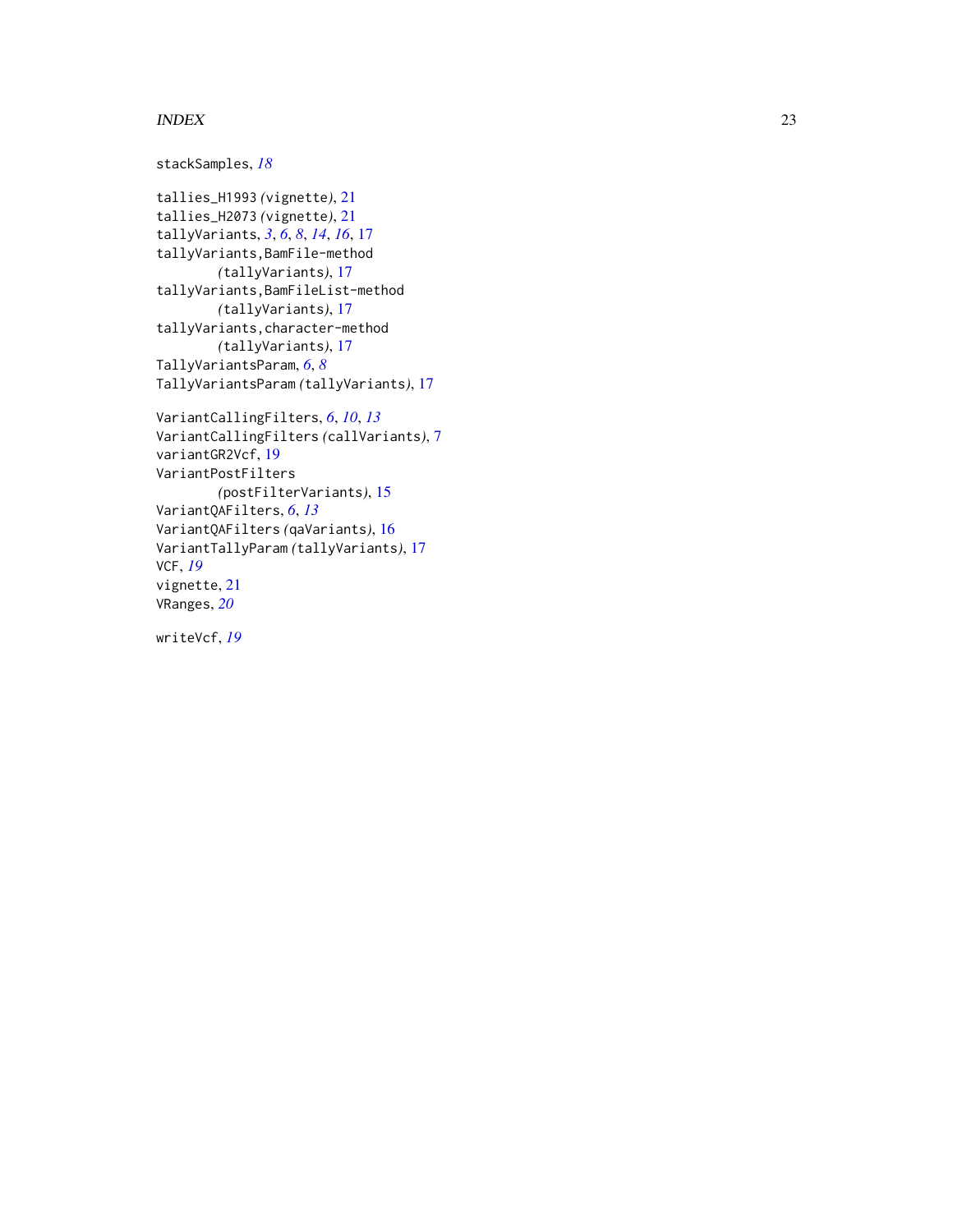stackSamples, *18*

tallies_H1993 *(*vignette*)*, 21
tallies_H2073 *(*vignette*)*, 21
tallyVariants, *3*, *6*, *8*, *14*, *16*, 17
tallyVariants,BamFile-method
        *(*tallyVariants*)*, 17
tallyVariants,BamFileList-method
        *(*tallyVariants*)*, 17
tallyVariants,character-method
        *(*tallyVariants*)*, 17
TallyVariantsParam, *6*, *8*
TallyVariantsParam *(*tallyVariants*)*, 17

VariantCallingFilters, *6*, *10*, *13*
VariantCallingFilters *(*callVariants*)*, 7
variantGR2Vcf, 19
VariantPostFilters
        *(*postFilterVariants*)*, 15
VariantQAFilters, *6*, *13*
VariantQAFilters *(*qaVariants*)*, 16
VariantTallyParam *(*tallyVariants*)*, 17
VCF, *19*
vignette, 21
VRanges, *20*

writeVcf, *19*